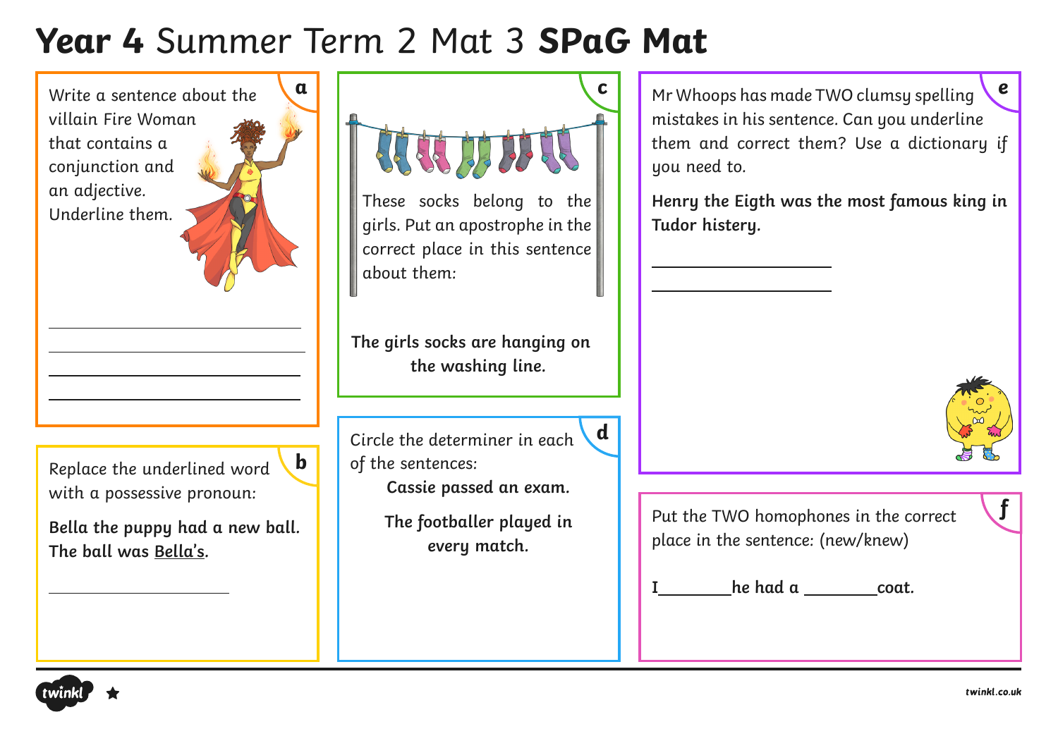# **Year 4** Summer Term 2 Mat 3 **SPaG Mat**

## a

Write a sentence about the villain Fire Woman that contains a conjunction and an adjective. Underline them.

______________________________

______________________________

______________________________

______________________________

## b

Replace the underlined word with a possessive pronoun:

**Bella the puppy had a new ball. The ball was <u>Bella's</u>.**

______________________________

## c

These socks belong to the girls. Put an apostrophe in the correct place in this sentence about them:

**The girls socks are hanging on the washing line.**

## d

Circle the determiner in each of the sentences:

**Cassie passed an exam.**

**The footballer played in every match.**

## e

Mr Whoops has made TWO clumsy spelling mistakes in his sentence. Can you underline them and correct them? Use a dictionary if you need to.

**Henry the Eigth was the most famous king in Tudor histery.**

______________________________

______________________________

## f

Put the TWO homophones in the correct place in the sentence: (new/knew)

**I ________ he had a ________ coat.**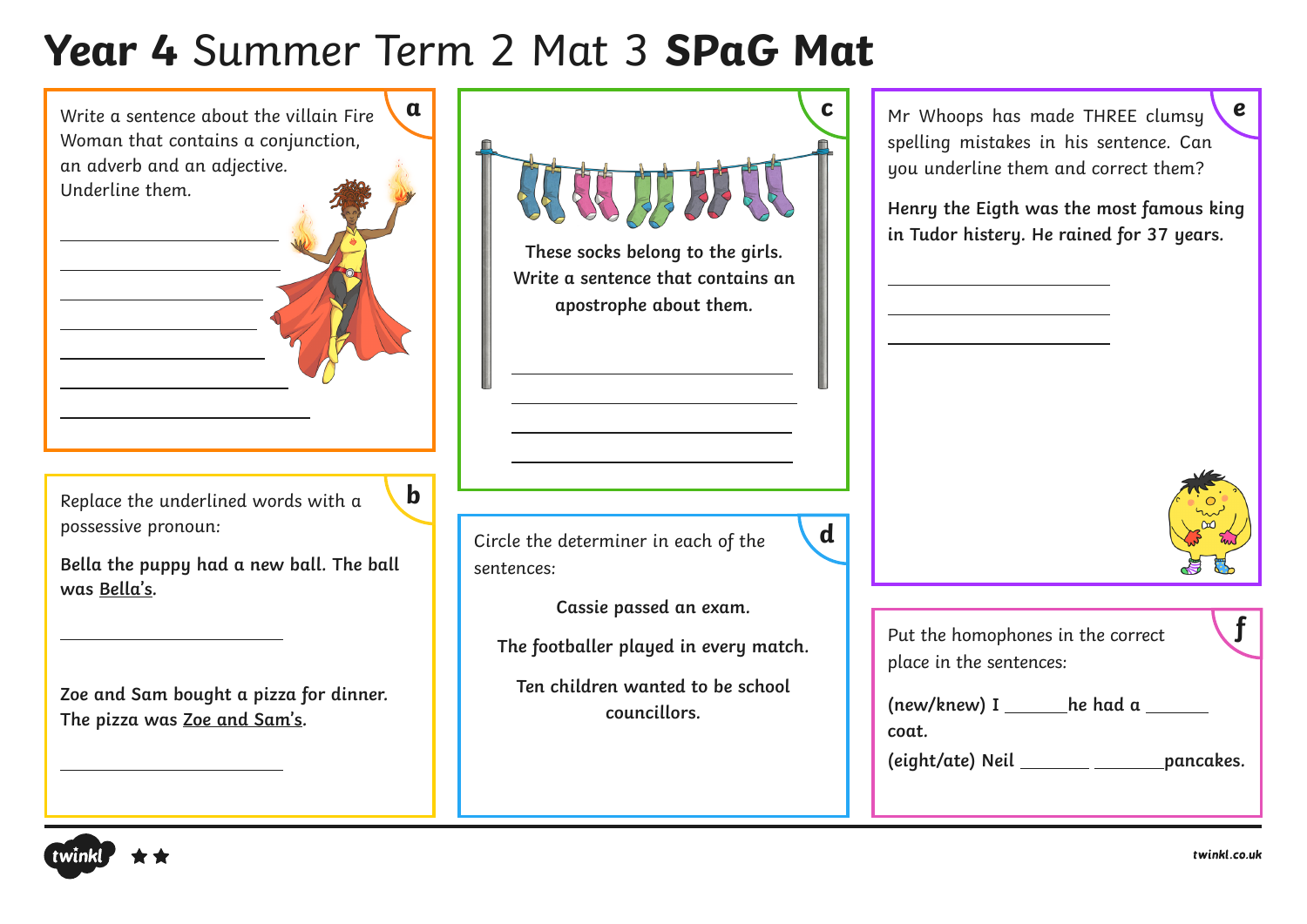# **Year 4** Summer Term 2 Mat 3 **SPaG Mat**

## a

Write a sentence about the villain Fire Woman that contains a conjunction, an adverb and an adjective. Underline them.

_______________________

_______________________

_______________________

_______________________

_______________________

_______________________

_______________________

## b

Replace the underlined words with a possessive pronoun:

**Bella the puppy had a new ball. The ball was Bella's.**

_______________________

**Zoe and Sam bought a pizza for dinner. The pizza was Zoe and Sam's.**

_______________________

## c

**These socks belong to the girls. Write a sentence that contains an apostrophe about them.**

_______________________

_______________________

_______________________

_______________________

## d

Circle the determiner in each of the sentences:

**Cassie passed an exam.**

**The footballer played in every match.**

**Ten children wanted to be school councillors.**

## e

Mr Whoops has made THREE clumsy spelling mistakes in his sentence. Can you underline them and correct them?

**Henry the Eigth was the most famous king in Tudor histery. He rained for 37 years.**

_______________________

_______________________

_______________________

## f

Put the homophones in the correct place in the sentences:

**(new/knew) I _______ he had a _______ coat.**

**(eight/ate) Neil _______ _______ pancakes.**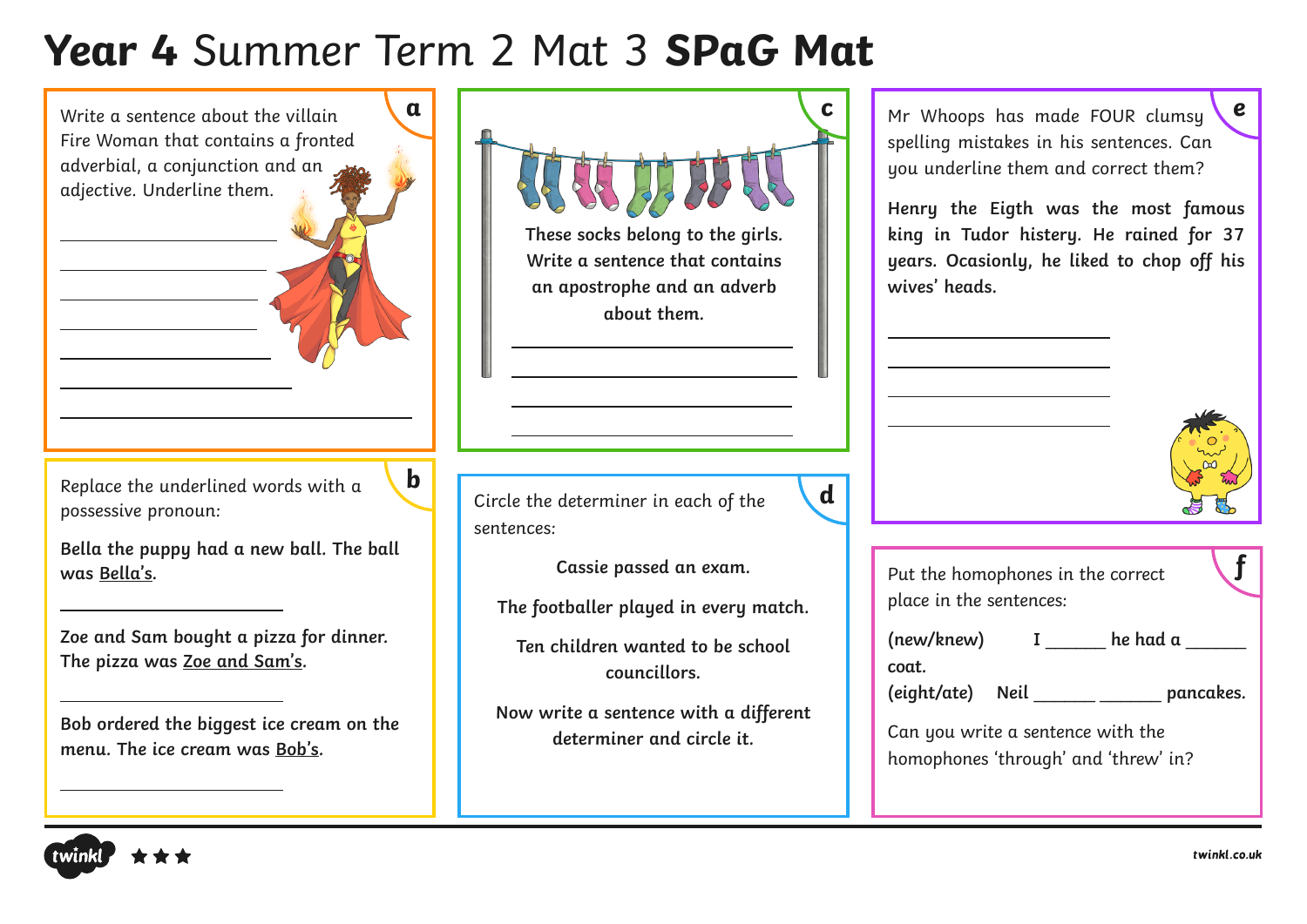# **Year 4** Summer Term 2 Mat 3 **SPaG Mat**

## a

Write a sentence about the villain Fire Woman that contains a fronted adverbial, a conjunction and an adjective. Underline them.

## b

Replace the underlined words with a possessive pronoun:

**Bella the puppy had a new ball. The ball was Bella's.**

**Zoe and Sam bought a pizza for dinner. The pizza was Zoe and Sam's.**

**Bob ordered the biggest ice cream on the menu. The ice cream was Bob's.**

## c

**These socks belong to the girls. Write a sentence that contains an apostrophe and an adverb about them.**

## d

Circle the determiner in each of the sentences:

**Cassie passed an exam.**

**The footballer played in every match.**

**Ten children wanted to be school councillors.**

**Now write a sentence with a different determiner and circle it.**

## e

Mr Whoops has made FOUR clumsy spelling mistakes in his sentences. Can you underline them and correct them?

**Henry the Eigth was the most famous king in Tudor histery. He rained for 37 years. Ocasionly, he liked to chop off his wives' heads.**

## f

Put the homophones in the correct place in the sentences:

**(new/knew)** I ______ he had a ______ coat.

**(eight/ate)** Neil ______ ______ pancakes.

Can you write a sentence with the homophones 'through' and 'threw' in?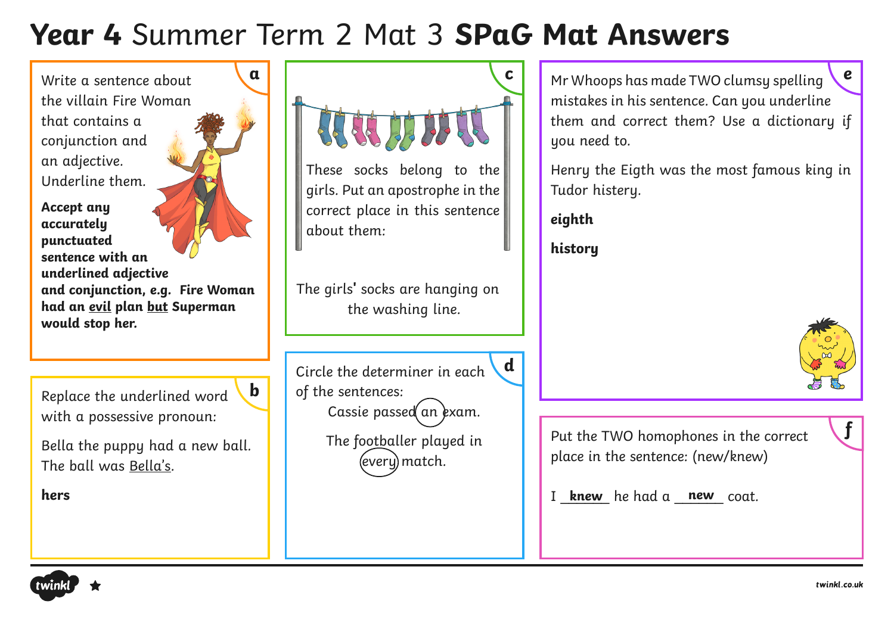# **Year 4** Summer Term 2 Mat 3 **SPaG Mat Answers**

## a

Write a sentence about the villain Fire Woman that contains a conjunction and an adjective. Underline them.

**Accept any accurately punctuated sentence with an underlined adjective and conjunction, e.g. Fire Woman had an <u>evil</u> plan <u>but</u> Superman would stop her.**

## b

Replace the underlined word with a possessive pronoun:

Bella the puppy had a new ball. The ball was <u>Bella's</u>.

**hers**

## c

These socks belong to the girls. Put an apostrophe in the correct place in this sentence about them:

The girls' socks are hanging on the washing line.

## d

Circle the determiner in each of the sentences:

Cassie passed (an) exam.

The footballer played in (every) match.

## e

Mr Whoops has made TWO clumsy spelling mistakes in his sentence. Can you underline them and correct them? Use a dictionary if you need to.

Henry the Eigth was the most famous king in Tudor histery.

**eighth**

**history**

## f

Put the TWO homophones in the correct place in the sentence: (new/knew)

I **knew** he had a **new** coat.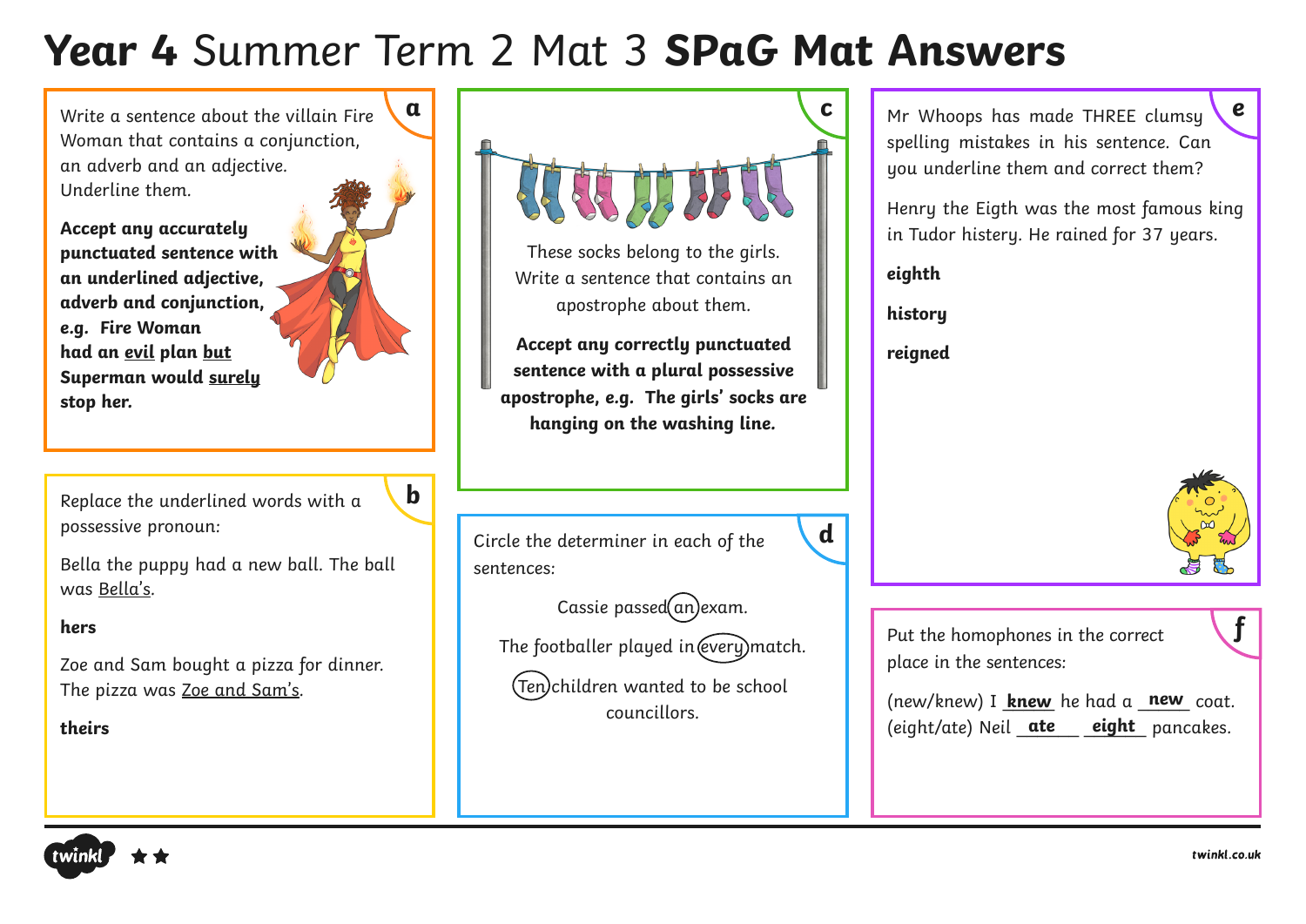# **Year 4** Summer Term 2 Mat 3 **SPaG Mat Answers**

## a

Write a sentence about the villain Fire Woman that contains a conjunction, an adverb and an adjective. Underline them.

**Accept any accurately punctuated sentence with an underlined adjective, adverb and conjunction, e.g. Fire Woman had an <u>evil</u> plan <u>but</u> Superman would <u>surely</u> stop her.**

## b

Replace the underlined words with a possessive pronoun:

Bella the puppy had a new ball. The ball was <u>Bella's</u>.

**hers**

Zoe and Sam bought a pizza for dinner. The pizza was <u>Zoe and Sam's</u>.

**theirs**

## c

These socks belong to the girls. Write a sentence that contains an apostrophe about them.

**Accept any correctly punctuated sentence with a plural possessive apostrophe, e.g. The girls' socks are hanging on the washing line.**

## d

Circle the determiner in each of the sentences:

Cassie passed (an) exam.

The footballer played in (every) match.

(Ten) children wanted to be school councillors.

## e

Mr Whoops has made THREE clumsy spelling mistakes in his sentence. Can you underline them and correct them?

Henry the Eigth was the most famous king in Tudor histery. He rained for 37 years.

**eighth**

**history**

**reigned**

## f

Put the homophones in the correct place in the sentences:

(new/knew) I **knew** he had a **new** coat.

(eight/ate) Neil **ate** **eight** pancakes.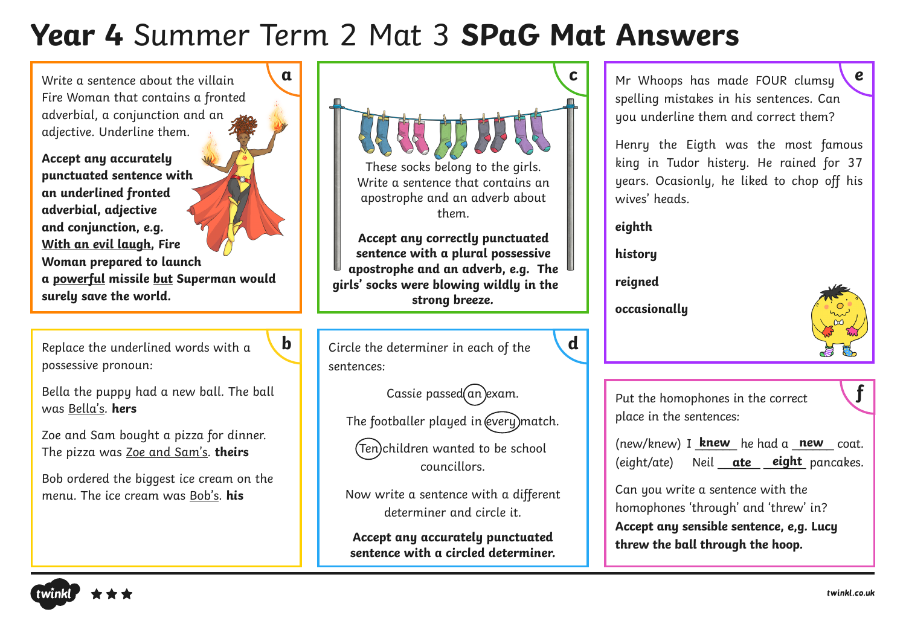# **Year 4** Summer Term 2 Mat 3 **SPaG Mat Answers**

## a

Write a sentence about the villain Fire Woman that contains a fronted adverbial, a conjunction and an adjective. Underline them.

**Accept any accurately punctuated sentence with an underlined fronted adverbial, adjective and conjunction, e.g. <u>With an evil laugh</u>, Fire Woman prepared to launch a <u>powerful</u> missile <u>but</u> Superman would surely save the world.**

## c

These socks belong to the girls. Write a sentence that contains an apostrophe and an adverb about them.

**Accept any correctly punctuated sentence with a plural possessive apostrophe and an adverb, e.g. The girls' socks were blowing wildly in the strong breeze.**

## e

Mr Whoops has made FOUR clumsy spelling mistakes in his sentences. Can you underline them and correct them?

Henry the Eigth was the most famous king in Tudor histery. He rained for 37 years. Ocasionly, he liked to chop off his wives' heads.

**eighth**

**history**

**reigned**

**occasionally**

## b

Replace the underlined words with a possessive pronoun:

Bella the puppy had a new ball. The ball was <u>Bella's</u>. **hers**

Zoe and Sam bought a pizza for dinner. The pizza was <u>Zoe and Sam's</u>. **theirs**

Bob ordered the biggest ice cream on the menu. The ice cream was <u>Bob's</u>. **his**

## d

Circle the determiner in each of the sentences:

Cassie passed (an) exam.

The footballer played in (every) match.

(Ten) children wanted to be school councillors.

Now write a sentence with a different determiner and circle it.

**Accept any accurately punctuated sentence with a circled determiner.**

## f

Put the homophones in the correct place in the sentences:

(new/knew) I **knew** he had a **new** coat.

(eight/ate) Neil **ate** **eight** pancakes.

Can you write a sentence with the homophones 'through' and 'threw' in?

**Accept any sensible sentence, e,g. Lucy threw the ball through the hoop.**